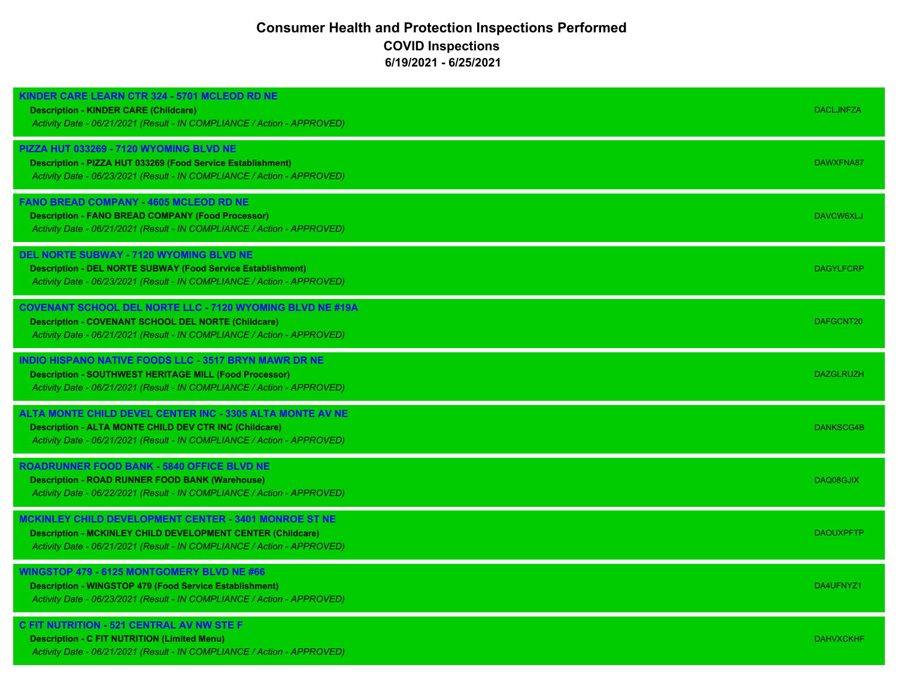# Consumer Health and Protection Inspections Performed

## COVID Inspections

### 6/19/2021 - 6/25/2021

**KINDER CARE LEARN CTR 324 - 5701 MCLEOD RD NE**
**Description - KINDER CARE (Childcare)** DACLJNFZA
*Activity Date - 06/21/2021 (Result - IN COMPLIANCE / Action - APPROVED)*

**PIZZA HUT 033269 - 7120 WYOMING BLVD NE**
**Description - PIZZA HUT 033269 (Food Service Establishment)** DAWXFNA87
*Activity Date - 06/23/2021 (Result - IN COMPLIANCE / Action - APPROVED)*

**FANO BREAD COMPANY - 4605 MCLEOD RD NE**
**Description - FANO BREAD COMPANY (Food Processor)** DAVCW6XLJ
*Activity Date - 06/21/2021 (Result - IN COMPLIANCE / Action - APPROVED)*

**DEL NORTE SUBWAY - 7120 WYOMING BLVD NE**
**Description - DEL NORTE SUBWAY (Food Service Establishment)** DAGYLFCRP
*Activity Date - 06/23/2021 (Result - IN COMPLIANCE / Action - APPROVED)*

**COVENANT SCHOOL DEL NORTE LLC - 7120 WYOMING BLVD NE #19A**
**Description - COVENANT SCHOOL DEL NORTE (Childcare)** DAFGCNT20
*Activity Date - 06/21/2021 (Result - IN COMPLIANCE / Action - APPROVED)*

**INDIO HISPANO NATIVE FOODS LLC - 3517 BRYN MAWR DR NE**
**Description - SOUTHWEST HERITAGE MILL (Food Processor)** DAZGLRUZH
*Activity Date - 06/21/2021 (Result - IN COMPLIANCE / Action - APPROVED)*

**ALTA MONTE CHILD DEVEL CENTER INC - 3305 ALTA MONTE AV NE**
**Description - ALTA MONTE CHILD DEV CTR INC (Childcare)** DANKSCG4B
*Activity Date - 06/21/2021 (Result - IN COMPLIANCE / Action - APPROVED)*

**ROADRUNNER FOOD BANK - 5840 OFFICE BLVD NE**
**Description - ROAD RUNNER FOOD BANK (Warehouse)** DAQ08GJIX
*Activity Date - 06/22/2021 (Result - IN COMPLIANCE / Action - APPROVED)*

**MCKINLEY CHILD DEVELOPMENT CENTER - 3401 MONROE ST NE**
**Description - MCKINLEY CHILD DEVELOPMENT CENTER (Childcare)** DAOUXPFTP
*Activity Date - 06/21/2021 (Result - IN COMPLIANCE / Action - APPROVED)*

**WINGSTOP 479 - 6125 MONTGOMERY BLVD NE #66**
**Description - WINGSTOP 479 (Food Service Establishment)** DA4UFNYZ1
*Activity Date - 06/23/2021 (Result - IN COMPLIANCE / Action - APPROVED)*

**C FIT NUTRITION - 521 CENTRAL AV NW STE F**
**Description - C FIT NUTRITION (Limited Menu)** DAHVXCKHF
*Activity Date - 06/21/2021 (Result - IN COMPLIANCE / Action - APPROVED)*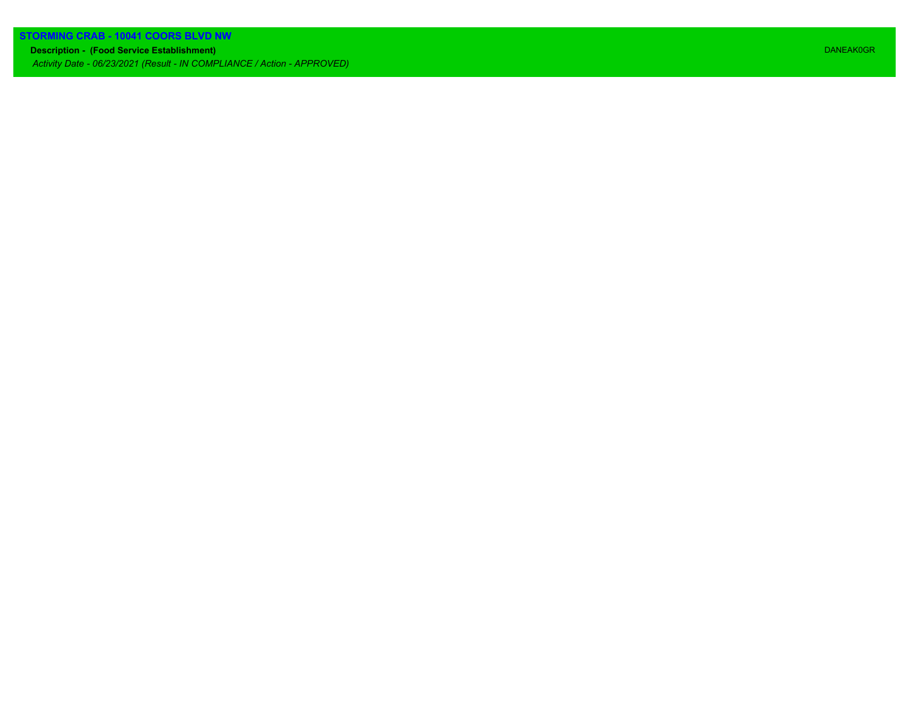**STORMING CRAB - 10041 COORS BLVD NW**

**Description - (Food Service Establishment)** DANEAK0GR

*Activity Date - 06/23/2021 (Result - IN COMPLIANCE / Action - APPROVED)*